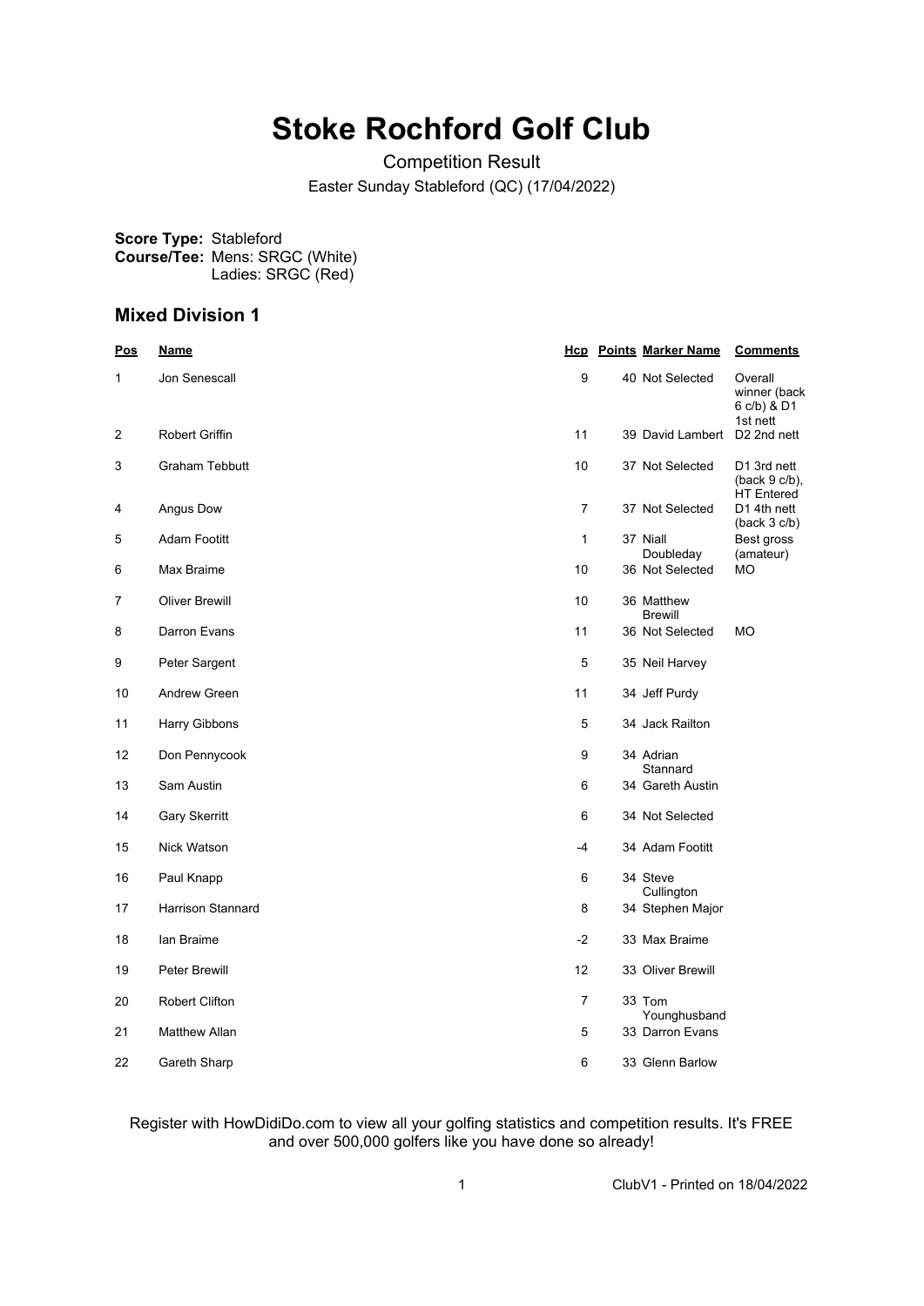# Stoke Rochford Golf Club

Competition Result

Easter Sunday Stableford (QC) (17/04/2022)

**Score Type:** Stableford
**Course/Tee:** Mens: SRGC (White)
Ladies: SRGC (Red)

## Mixed Division 1

| Pos | Name | Hcp | Points | Marker Name | Comments |
|---|---|---|---|---|---|
| 1 | Jon Senescall | 9 | 40 | Not Selected | Overall winner (back 6 c/b) & D1 1st nett |
| 2 | Robert Griffin | 11 | 39 | David Lambert | D2 2nd nett |
| 3 | Graham Tebbutt | 10 | 37 | Not Selected | D1 3rd nett (back 9 c/b), HT Entered |
| 4 | Angus Dow | 7 | 37 | Not Selected | D1 4th nett (back 3 c/b) |
| 5 | Adam Footitt | 1 | 37 | Niall Doubleday | Best gross (amateur) |
| 6 | Max Braime | 10 | 36 | Not Selected | MO |
| 7 | Oliver Brewill | 10 | 36 | Matthew Brewill | |
| 8 | Darron Evans | 11 | 36 | Not Selected | MO |
| 9 | Peter Sargent | 5 | 35 | Neil Harvey | |
| 10 | Andrew Green | 11 | 34 | Jeff Purdy | |
| 11 | Harry Gibbons | 5 | 34 | Jack Railton | |
| 12 | Don Pennycook | 9 | 34 | Adrian Stannard | |
| 13 | Sam Austin | 6 | 34 | Gareth Austin | |
| 14 | Gary Skerritt | 6 | 34 | Not Selected | |
| 15 | Nick Watson | -4 | 34 | Adam Footitt | |
| 16 | Paul Knapp | 6 | 34 | Steve Cullington | |
| 17 | Harrison Stannard | 8 | 34 | Stephen Major | |
| 18 | Ian Braime | -2 | 33 | Max Braime | |
| 19 | Peter Brewill | 12 | 33 | Oliver Brewill | |
| 20 | Robert Clifton | 7 | 33 | Tom Younghusband | |
| 21 | Matthew Allan | 5 | 33 | Darron Evans | |
| 22 | Gareth Sharp | 6 | 33 | Glenn Barlow | |

Register with HowDidiDo.com to view all your golfing statistics and competition results. It's FREE and over 500,000 golfers like you have done so already!

ClubV1 - Printed on 18/04/2022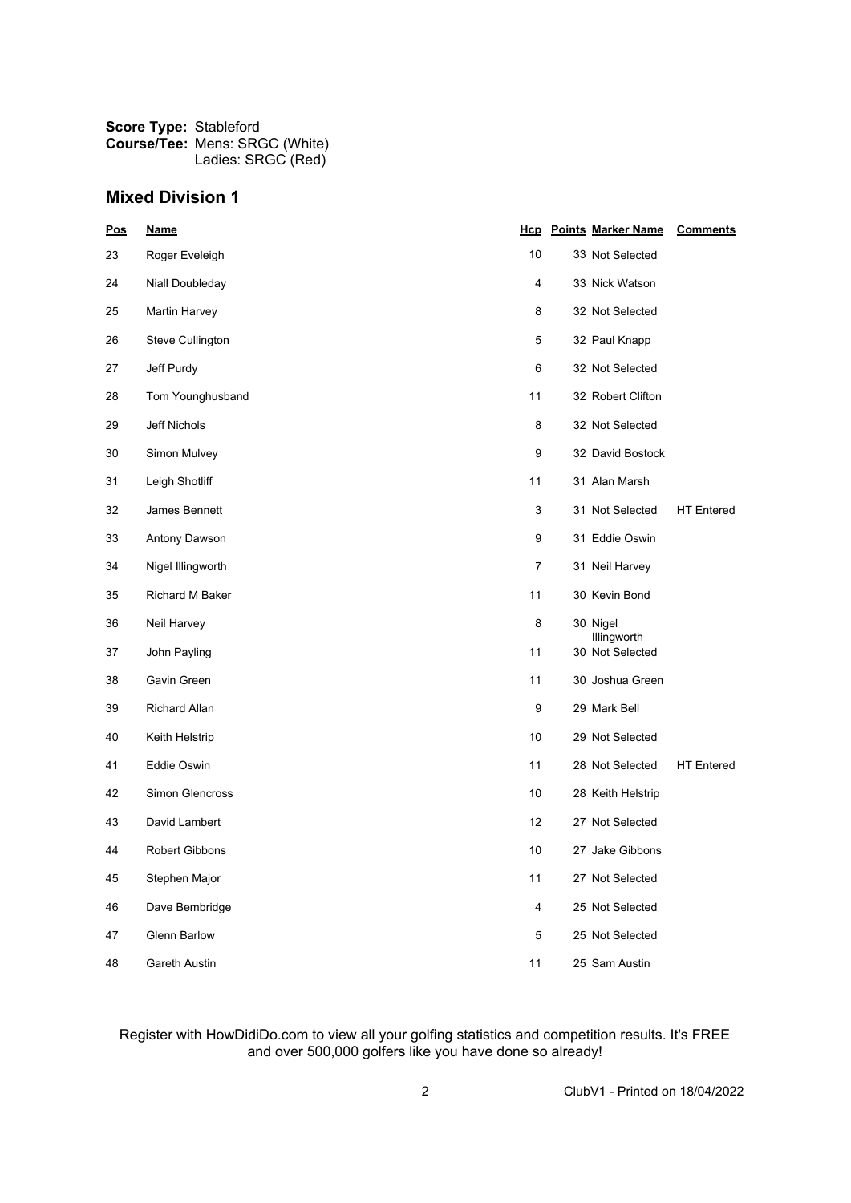**Score Type:** Stableford
**Course/Tee:** Mens: SRGC (White)
Ladies: SRGC (Red)

## Mixed Division 1

| Pos | Name | Hcp | Points | Marker Name | Comments |
|---|---|---|---|---|---|
| 23 | Roger Eveleigh | 10 | 33 | Not Selected | |
| 24 | Niall Doubleday | 4 | 33 | Nick Watson | |
| 25 | Martin Harvey | 8 | 32 | Not Selected | |
| 26 | Steve Cullington | 5 | 32 | Paul Knapp | |
| 27 | Jeff Purdy | 6 | 32 | Not Selected | |
| 28 | Tom Younghusband | 11 | 32 | Robert Clifton | |
| 29 | Jeff Nichols | 8 | 32 | Not Selected | |
| 30 | Simon Mulvey | 9 | 32 | David Bostock | |
| 31 | Leigh Shotliff | 11 | 31 | Alan Marsh | |
| 32 | James Bennett | 3 | 31 | Not Selected | HT Entered |
| 33 | Antony Dawson | 9 | 31 | Eddie Oswin | |
| 34 | Nigel Illingworth | 7 | 31 | Neil Harvey | |
| 35 | Richard M Baker | 11 | 30 | Kevin Bond | |
| 36 | Neil Harvey | 8 | 30 | Nigel Illingworth | |
| 37 | John Payling | 11 | 30 | Not Selected | |
| 38 | Gavin Green | 11 | 30 | Joshua Green | |
| 39 | Richard Allan | 9 | 29 | Mark Bell | |
| 40 | Keith Helstrip | 10 | 29 | Not Selected | |
| 41 | Eddie Oswin | 11 | 28 | Not Selected | HT Entered |
| 42 | Simon Glencross | 10 | 28 | Keith Helstrip | |
| 43 | David Lambert | 12 | 27 | Not Selected | |
| 44 | Robert Gibbons | 10 | 27 | Jake Gibbons | |
| 45 | Stephen Major | 11 | 27 | Not Selected | |
| 46 | Dave Bembridge | 4 | 25 | Not Selected | |
| 47 | Glenn Barlow | 5 | 25 | Not Selected | |
| 48 | Gareth Austin | 11 | 25 | Sam Austin | |

Register with HowDidiDo.com to view all your golfing statistics and competition results. It's FREE and over 500,000 golfers like you have done so already!

ClubV1 - Printed on 18/04/2022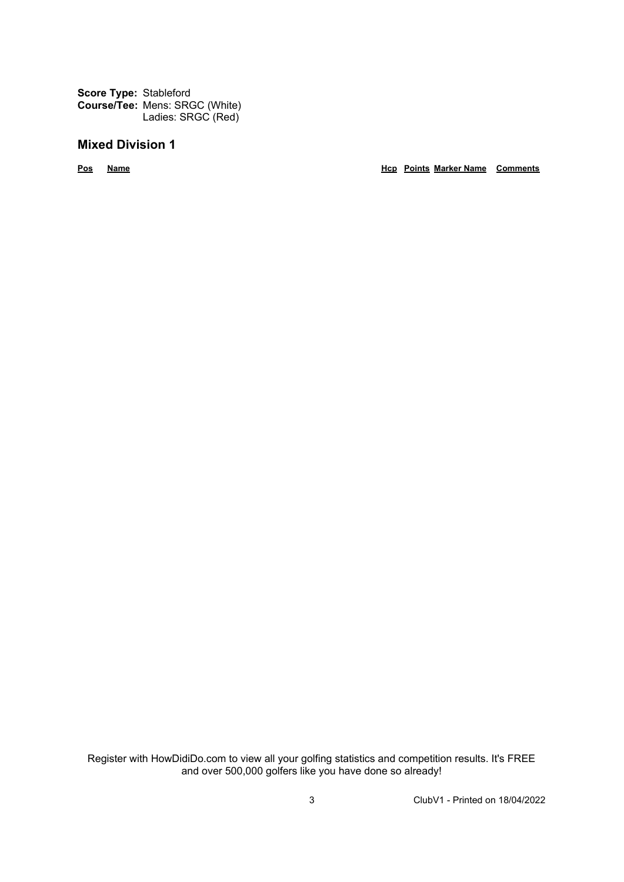**Score Type:** Stableford
**Course/Tee:** Mens: SRGC (White)
Ladies: SRGC (Red)

## Mixed Division 1

| Pos | Name | Hcp | Points | Marker Name | Comments |
| --- | --- | --- | --- | --- | --- |

Register with HowDidiDo.com to view all your golfing statistics and competition results. It's FREE and over 500,000 golfers like you have done so already!

ClubV1 - Printed on 18/04/2022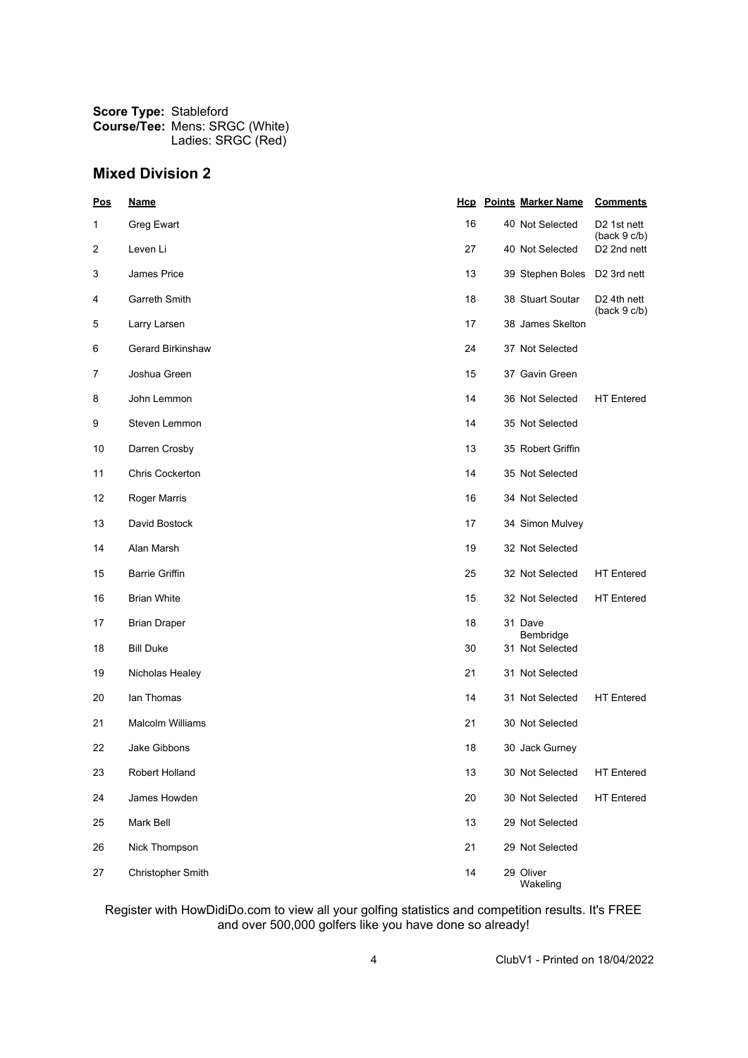**Score Type:** Stableford
**Course/Tee:** Mens: SRGC (White)
Ladies: SRGC (Red)

## Mixed Division 2

| Pos | Name | Hcp | Points | Marker Name | Comments |
|---|---|---|---|---|---|
| 1 | Greg Ewart | 16 | 40 | Not Selected | D2 1st nett (back 9 c/b) |
| 2 | Leven Li | 27 | 40 | Not Selected | D2 2nd nett |
| 3 | James Price | 13 | 39 | Stephen Boles | D2 3rd nett |
| 4 | Garreth Smith | 18 | 38 | Stuart Soutar | D2 4th nett (back 9 c/b) |
| 5 | Larry Larsen | 17 | 38 | James Skelton | |
| 6 | Gerard Birkinshaw | 24 | 37 | Not Selected | |
| 7 | Joshua Green | 15 | 37 | Gavin Green | |
| 8 | John Lemmon | 14 | 36 | Not Selected | HT Entered |
| 9 | Steven Lemmon | 14 | 35 | Not Selected | |
| 10 | Darren Crosby | 13 | 35 | Robert Griffin | |
| 11 | Chris Cockerton | 14 | 35 | Not Selected | |
| 12 | Roger Marris | 16 | 34 | Not Selected | |
| 13 | David Bostock | 17 | 34 | Simon Mulvey | |
| 14 | Alan Marsh | 19 | 32 | Not Selected | |
| 15 | Barrie Griffin | 25 | 32 | Not Selected | HT Entered |
| 16 | Brian White | 15 | 32 | Not Selected | HT Entered |
| 17 | Brian Draper | 18 | 31 | Dave Bembridge | |
| 18 | Bill Duke | 30 | 31 | Not Selected | |
| 19 | Nicholas Healey | 21 | 31 | Not Selected | |
| 20 | Ian Thomas | 14 | 31 | Not Selected | HT Entered |
| 21 | Malcolm Williams | 21 | 30 | Not Selected | |
| 22 | Jake Gibbons | 18 | 30 | Jack Gurney | |
| 23 | Robert Holland | 13 | 30 | Not Selected | HT Entered |
| 24 | James Howden | 20 | 30 | Not Selected | HT Entered |
| 25 | Mark Bell | 13 | 29 | Not Selected | |
| 26 | Nick Thompson | 21 | 29 | Not Selected | |
| 27 | Christopher Smith | 14 | 29 | Oliver Wakeling | |

Register with HowDidiDo.com to view all your golfing statistics and competition results. It's FREE and over 500,000 golfers like you have done so already!

ClubV1 - Printed on 18/04/2022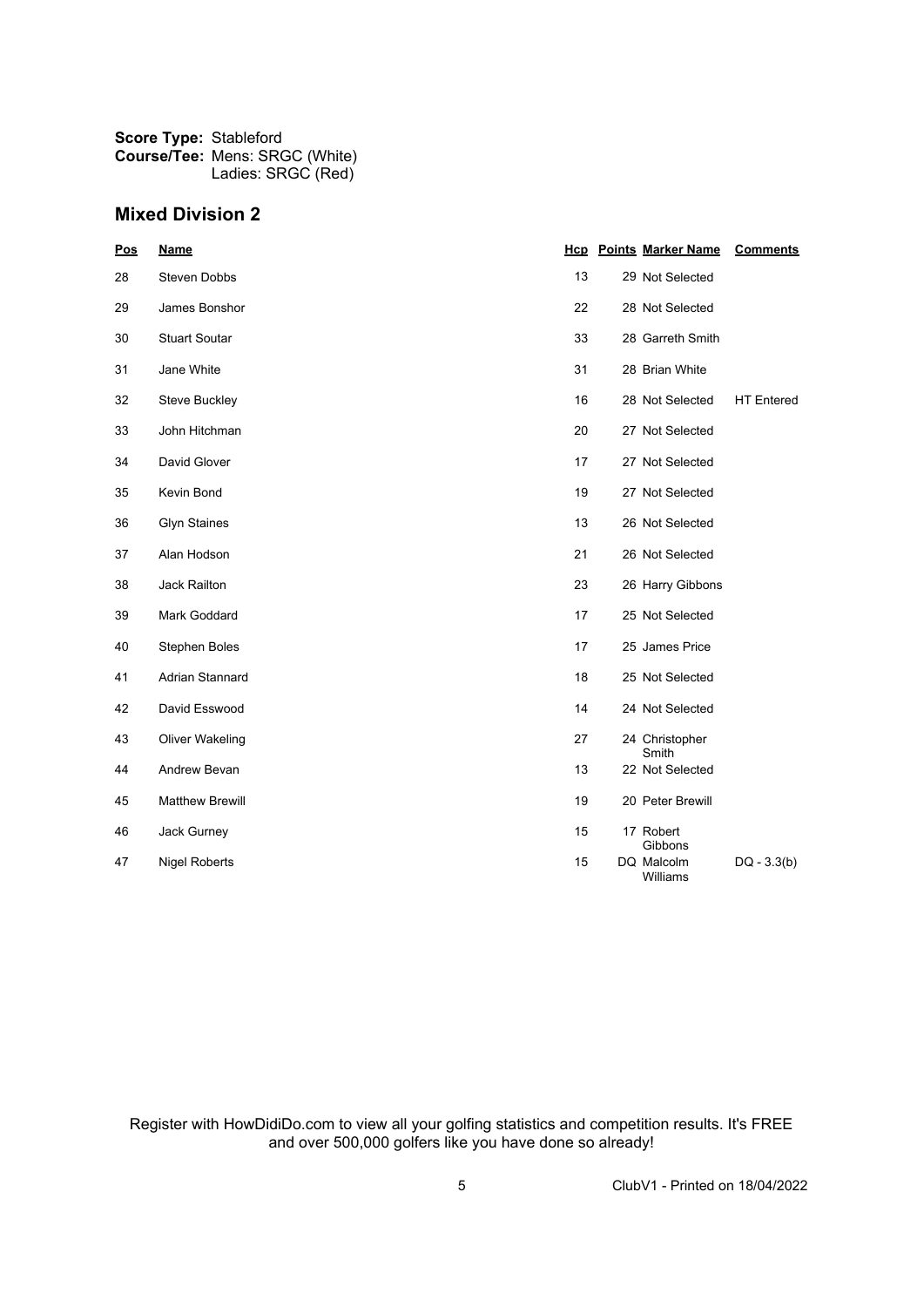**Score Type:** Stableford
**Course/Tee:** Mens: SRGC (White)
Ladies: SRGC (Red)

## Mixed Division 2

| Pos | Name | Hcp | Points | Marker Name | Comments |
|---|---|---|---|---|---|
| 28 | Steven Dobbs | 13 | 29 | Not Selected | |
| 29 | James Bonshor | 22 | 28 | Not Selected | |
| 30 | Stuart Soutar | 33 | 28 | Garreth Smith | |
| 31 | Jane White | 31 | 28 | Brian White | |
| 32 | Steve Buckley | 16 | 28 | Not Selected | HT Entered |
| 33 | John Hitchman | 20 | 27 | Not Selected | |
| 34 | David Glover | 17 | 27 | Not Selected | |
| 35 | Kevin Bond | 19 | 27 | Not Selected | |
| 36 | Glyn Staines | 13 | 26 | Not Selected | |
| 37 | Alan Hodson | 21 | 26 | Not Selected | |
| 38 | Jack Railton | 23 | 26 | Harry Gibbons | |
| 39 | Mark Goddard | 17 | 25 | Not Selected | |
| 40 | Stephen Boles | 17 | 25 | James Price | |
| 41 | Adrian Stannard | 18 | 25 | Not Selected | |
| 42 | David Esswood | 14 | 24 | Not Selected | |
| 43 | Oliver Wakeling | 27 | 24 | Christopher Smith | |
| 44 | Andrew Bevan | 13 | 22 | Not Selected | |
| 45 | Matthew Brewill | 19 | 20 | Peter Brewill | |
| 46 | Jack Gurney | 15 | 17 | Robert Gibbons | |
| 47 | Nigel Roberts | 15 | DQ | Malcolm Williams | DQ - 3.3(b) |

Register with HowDidiDo.com to view all your golfing statistics and competition results. It's FREE and over 500,000 golfers like you have done so already!

ClubV1 - Printed on 18/04/2022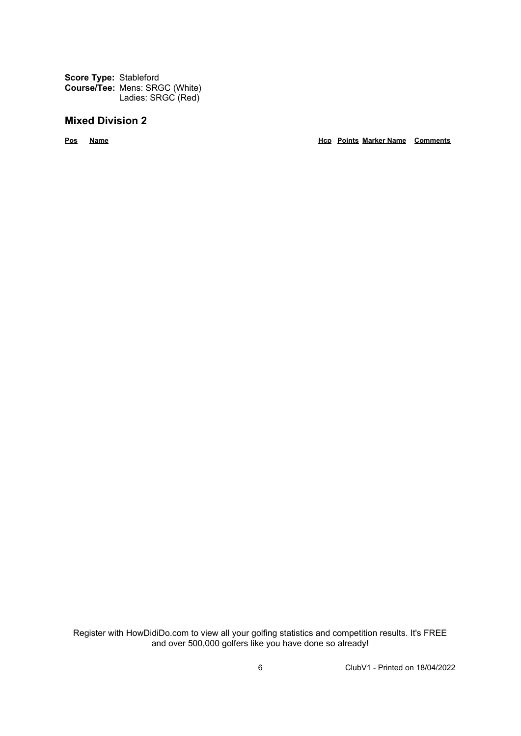**Score Type:** Stableford
**Course/Tee:** Mens: SRGC (White)
Ladies: SRGC (Red)

## Mixed Division 2

| Pos | Name | Hcp | Points | Marker Name | Comments |
|---|---|---|---|---|---|

Register with HowDidiDo.com to view all your golfing statistics and competition results. It's FREE and over 500,000 golfers like you have done so already!

ClubV1 - Printed on 18/04/2022